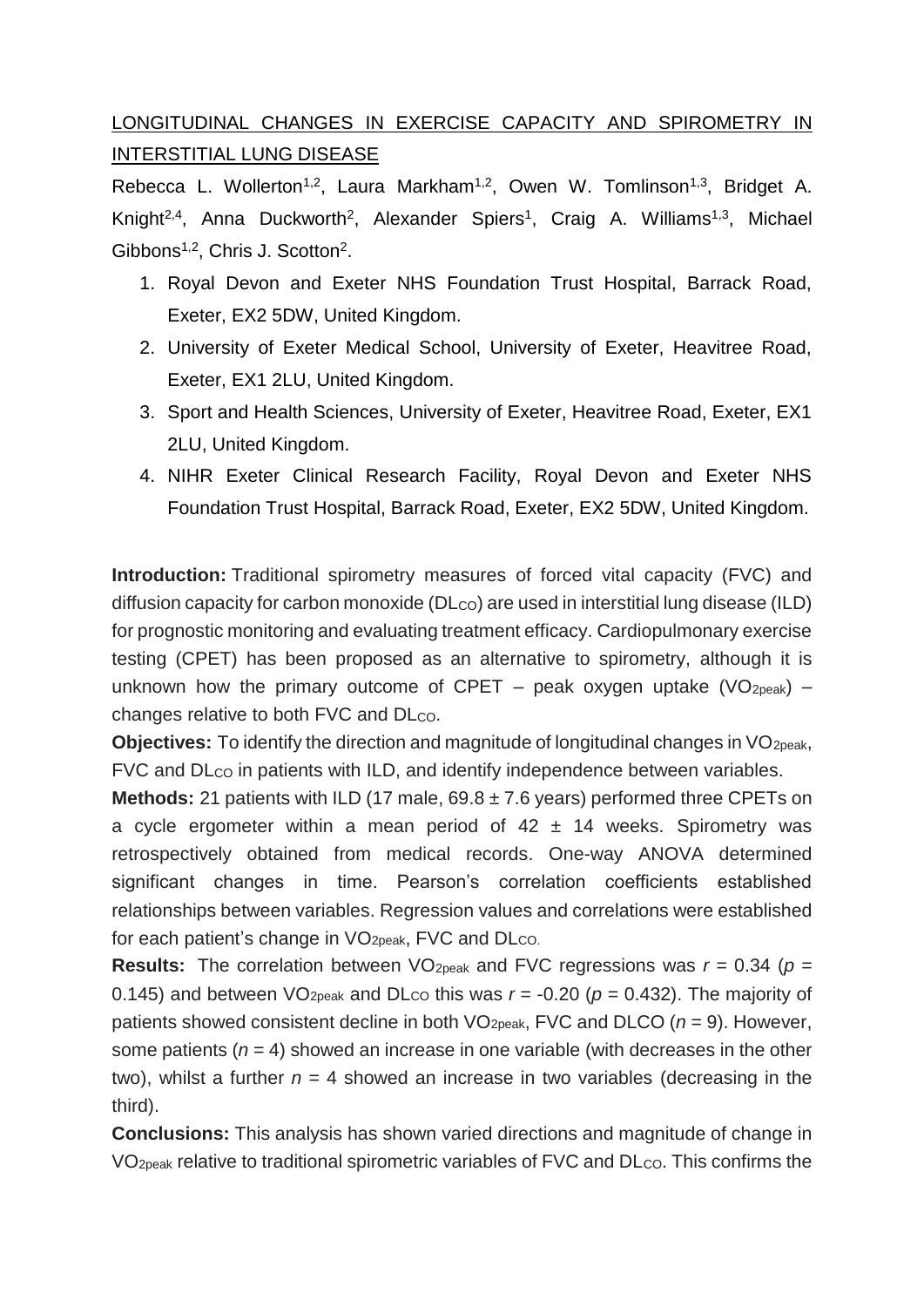# LONGITUDINAL CHANGES IN EXERCISE CAPACITY AND SPIROMETRY IN INTERSTITIAL LUNG DISEASE

Rebecca L. Wollerton[1,2], Laura Markham[1,2], Owen W. Tomlinson[1,3], Bridget A. Knight[2,4], Anna Duckworth[2], Alexander Spiers[1], Craig A. Williams[1,3], Michael Gibbons[1,2], Chris J. Scotton[2].

1. Royal Devon and Exeter NHS Foundation Trust Hospital, Barrack Road, Exeter, EX2 5DW, United Kingdom.
2. University of Exeter Medical School, University of Exeter, Heavitree Road, Exeter, EX1 2LU, United Kingdom.
3. Sport and Health Sciences, University of Exeter, Heavitree Road, Exeter, EX1 2LU, United Kingdom.
4. NIHR Exeter Clinical Research Facility, Royal Devon and Exeter NHS Foundation Trust Hospital, Barrack Road, Exeter, EX2 5DW, United Kingdom.

**Introduction:** Traditional spirometry measures of forced vital capacity (FVC) and diffusion capacity for carbon monoxide ($DL_{CO}$) are used in interstitial lung disease (ILD) for prognostic monitoring and evaluating treatment efficacy. Cardiopulmonary exercise testing (CPET) has been proposed as an alternative to spirometry, although it is unknown how the primary outcome of CPET – peak oxygen uptake ($VO_{2peak}$) – changes relative to both FVC and $DL_{CO}$.

**Objectives:** To identify the direction and magnitude of longitudinal changes in $VO_{2peak}$, FVC and $DL_{CO}$ in patients with ILD, and identify independence between variables.

**Methods:** 21 patients with ILD (17 male, 69.8 ± 7.6 years) performed three CPETs on a cycle ergometer within a mean period of 42 ± 14 weeks. Spirometry was retrospectively obtained from medical records. One-way ANOVA determined significant changes in time. Pearson's correlation coefficients established relationships between variables. Regression values and correlations were established for each patient's change in $VO_{2peak}$, FVC and $DL_{CO}$.

**Results:** The correlation between $VO_{2peak}$ and FVC regressions was $r = 0.34$ ($p = 0.145$) and between $VO_{2peak}$ and $DL_{CO}$ this was $r = -0.20$ ($p = 0.432$). The majority of patients showed consistent decline in both $VO_{2peak}$, FVC and DLCO ($n = 9$). However, some patients ($n = 4$) showed an increase in one variable (with decreases in the other two), whilst a further $n = 4$ showed an increase in two variables (decreasing in the third).

**Conclusions:** This analysis has shown varied directions and magnitude of change in $VO_{2peak}$ relative to traditional spirometric variables of FVC and $DL_{CO}$. This confirms the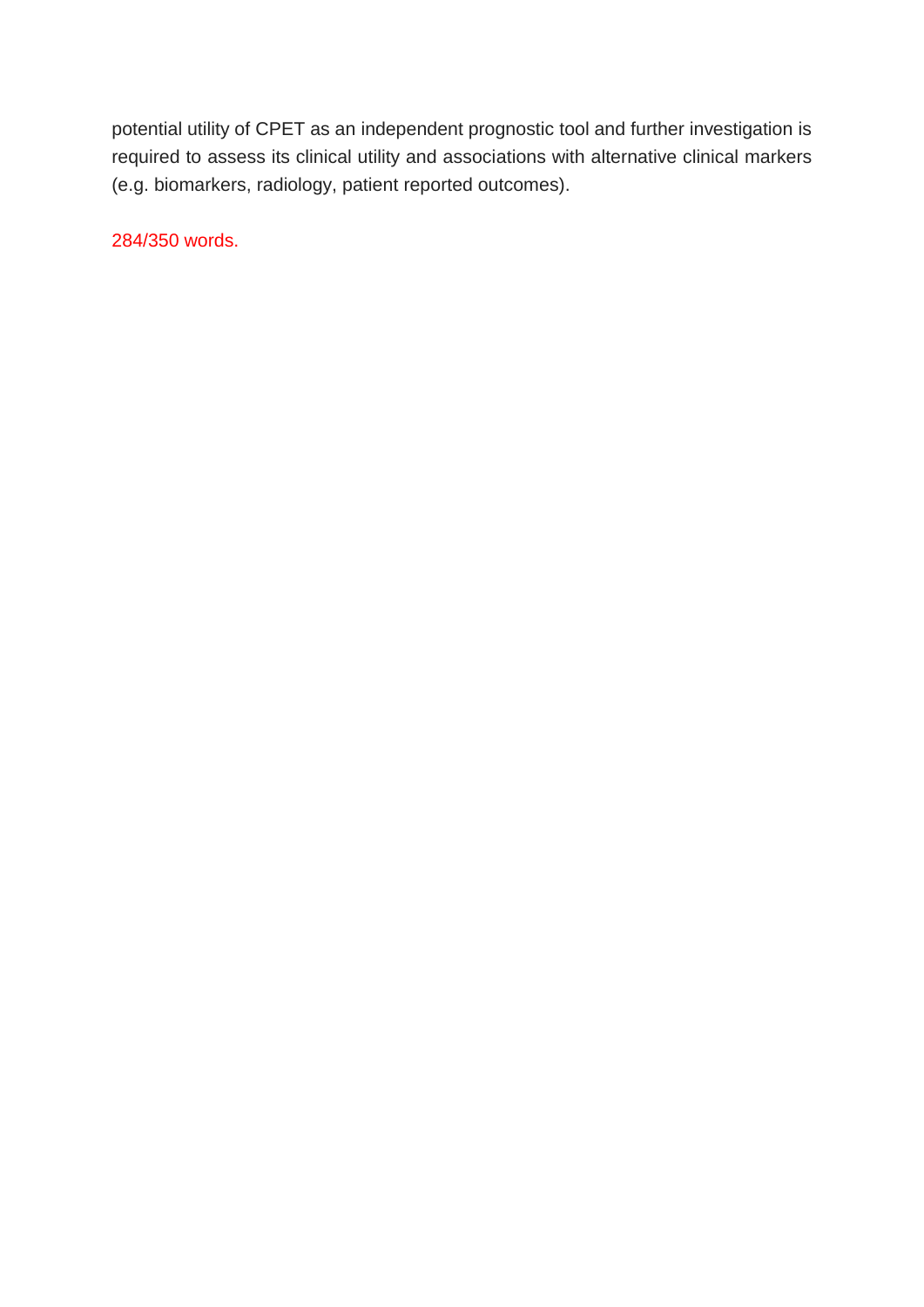potential utility of CPET as an independent prognostic tool and further investigation is required to assess its clinical utility and associations with alternative clinical markers (e.g. biomarkers, radiology, patient reported outcomes).

284/350 words.